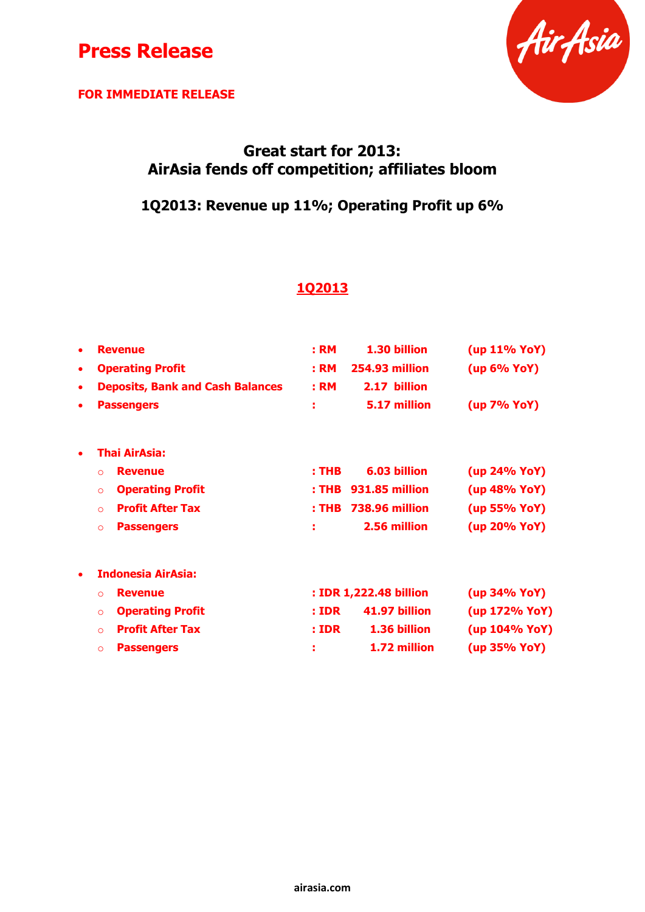# Press Release

**FOR IMMEDIATE RELEASE**

## Great start for 2013:
## AirAsia fends off competition; affiliates bloom

### 1Q2013: Revenue up 11%; Operating Profit up 6%

### 1Q2013

- **Revenue** : RM 1.30 billion (up 11% YoY)
- **Operating Profit** : RM 254.93 million (up 6% YoY)
- **Deposits, Bank and Cash Balances** : RM 2.17 billion
- **Passengers** : 5.17 million (up 7% YoY)

- **Thai AirAsia:**
  - **Revenue** : THB 6.03 billion (up 24% YoY)
  - **Operating Profit** : THB 931.85 million (up 48% YoY)
  - **Profit After Tax** : THB 738.96 million (up 55% YoY)
  - **Passengers** : 2.56 million (up 20% YoY)

- **Indonesia AirAsia:**
  - **Revenue** : IDR 1,222.48 billion (up 34% YoY)
  - **Operating Profit** : IDR 41.97 billion (up 172% YoY)
  - **Profit After Tax** : IDR 1.36 billion (up 104% YoY)
  - **Passengers** : 1.72 million (up 35% YoY)

airasia.com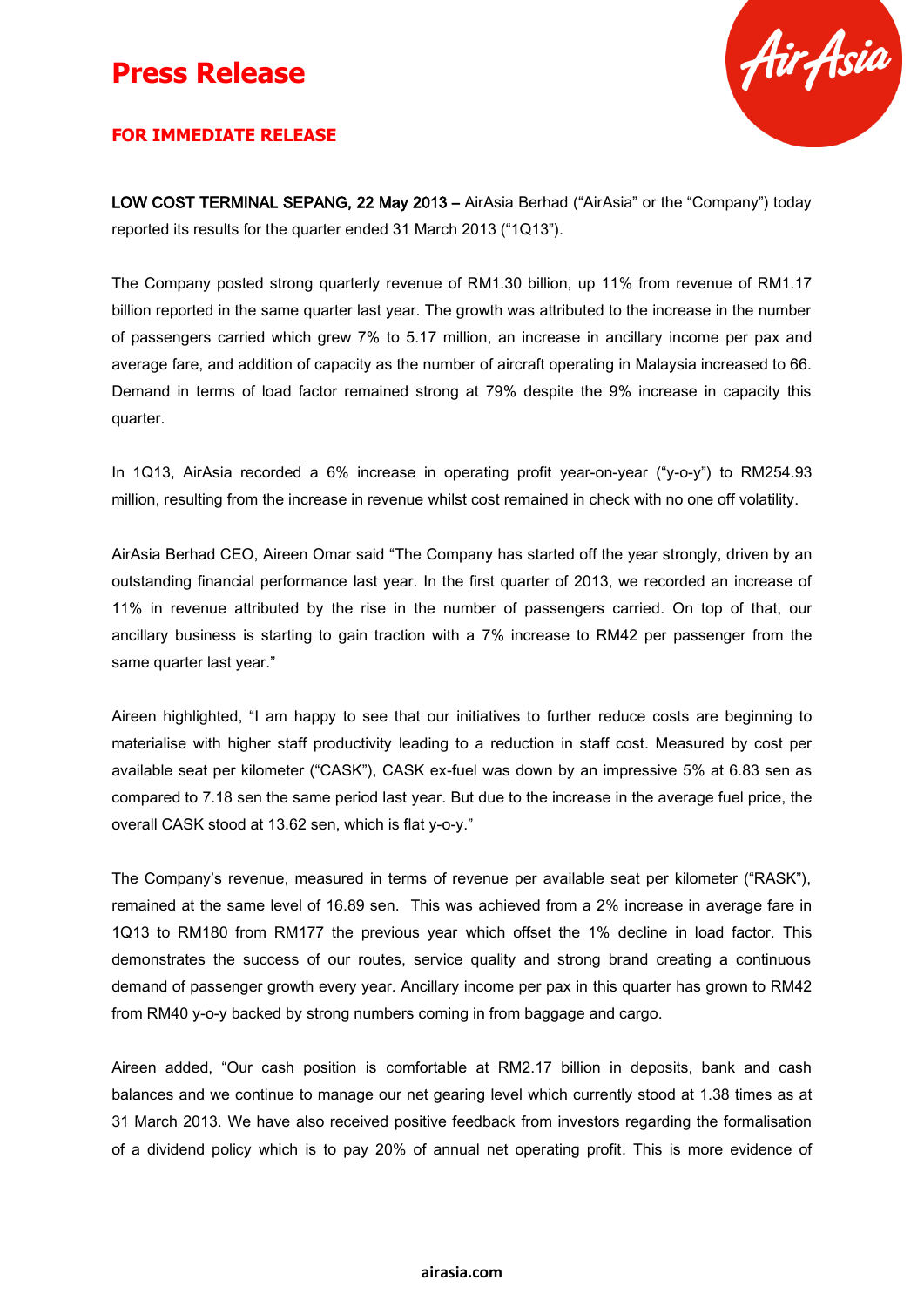# Press Release

**FOR IMMEDIATE RELEASE**

**LOW COST TERMINAL SEPANG, 22 May 2013 –** AirAsia Berhad ("AirAsia" or the "Company") today reported its results for the quarter ended 31 March 2013 ("1Q13").

The Company posted strong quarterly revenue of RM1.30 billion, up 11% from revenue of RM1.17 billion reported in the same quarter last year. The growth was attributed to the increase in the number of passengers carried which grew 7% to 5.17 million, an increase in ancillary income per pax and average fare, and addition of capacity as the number of aircraft operating in Malaysia increased to 66. Demand in terms of load factor remained strong at 79% despite the 9% increase in capacity this quarter.

In 1Q13, AirAsia recorded a 6% increase in operating profit year-on-year ("y-o-y") to RM254.93 million, resulting from the increase in revenue whilst cost remained in check with no one off volatility.

AirAsia Berhad CEO, Aireen Omar said "The Company has started off the year strongly, driven by an outstanding financial performance last year. In the first quarter of 2013, we recorded an increase of 11% in revenue attributed by the rise in the number of passengers carried. On top of that, our ancillary business is starting to gain traction with a 7% increase to RM42 per passenger from the same quarter last year."

Aireen highlighted, "I am happy to see that our initiatives to further reduce costs are beginning to materialise with higher staff productivity leading to a reduction in staff cost. Measured by cost per available seat per kilometer ("CASK"), CASK ex-fuel was down by an impressive 5% at 6.83 sen as compared to 7.18 sen the same period last year. But due to the increase in the average fuel price, the overall CASK stood at 13.62 sen, which is flat y-o-y."

The Company's revenue, measured in terms of revenue per available seat per kilometer ("RASK"), remained at the same level of 16.89 sen. This was achieved from a 2% increase in average fare in 1Q13 to RM180 from RM177 the previous year which offset the 1% decline in load factor. This demonstrates the success of our routes, service quality and strong brand creating a continuous demand of passenger growth every year. Ancillary income per pax in this quarter has grown to RM42 from RM40 y-o-y backed by strong numbers coming in from baggage and cargo.

Aireen added, "Our cash position is comfortable at RM2.17 billion in deposits, bank and cash balances and we continue to manage our net gearing level which currently stood at 1.38 times as at 31 March 2013. We have also received positive feedback from investors regarding the formalisation of a dividend policy which is to pay 20% of annual net operating profit. This is more evidence of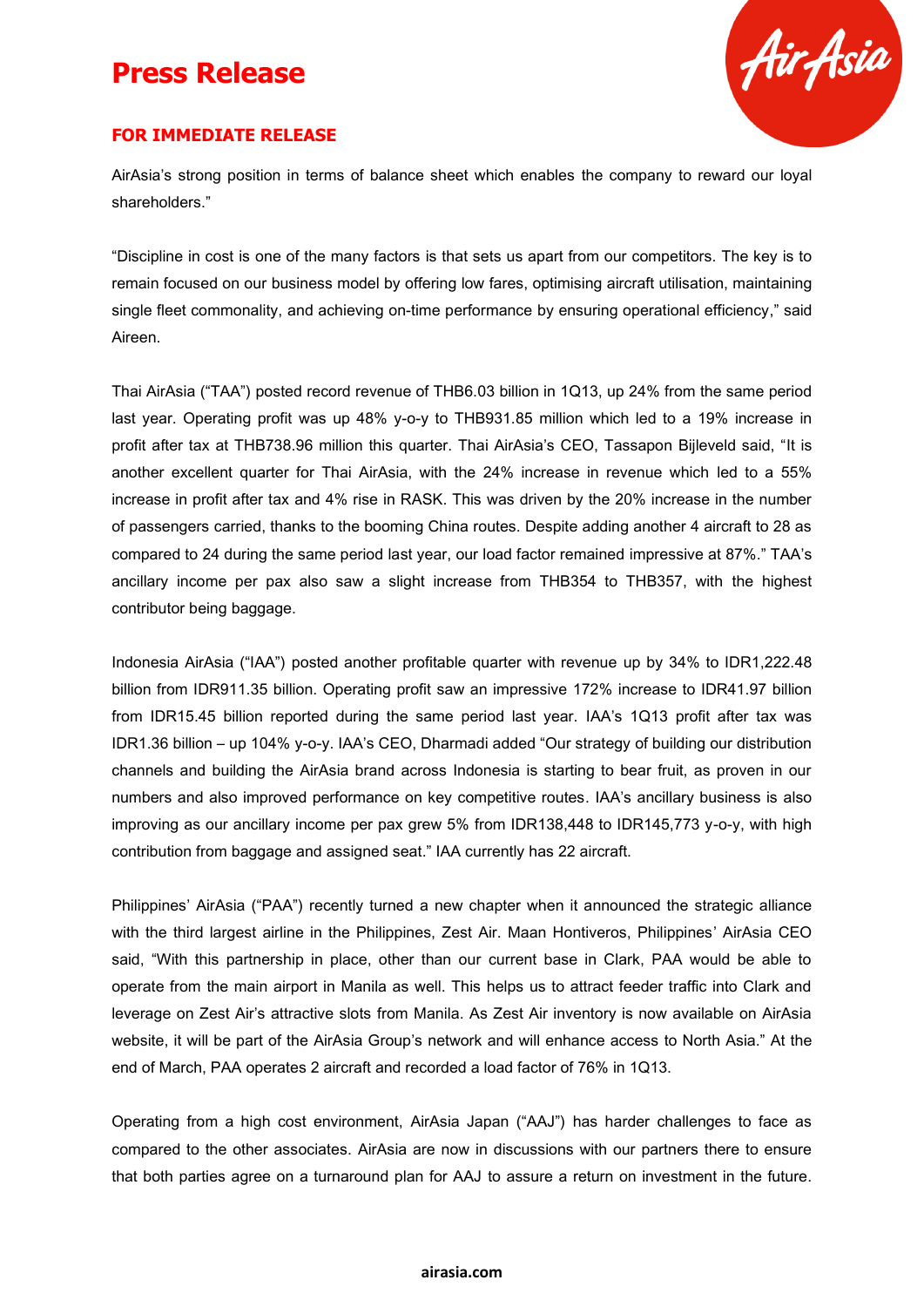# Press Release

## FOR IMMEDIATE RELEASE

AirAsia's strong position in terms of balance sheet which enables the company to reward our loyal shareholders."

"Discipline in cost is one of the many factors is that sets us apart from our competitors. The key is to remain focused on our business model by offering low fares, optimising aircraft utilisation, maintaining single fleet commonality, and achieving on-time performance by ensuring operational efficiency," said Aireen.

Thai AirAsia ("TAA") posted record revenue of THB6.03 billion in 1Q13, up 24% from the same period last year. Operating profit was up 48% y-o-y to THB931.85 million which led to a 19% increase in profit after tax at THB738.96 million this quarter. Thai AirAsia's CEO, Tassapon Bijleveld said, "It is another excellent quarter for Thai AirAsia, with the 24% increase in revenue which led to a 55% increase in profit after tax and 4% rise in RASK. This was driven by the 20% increase in the number of passengers carried, thanks to the booming China routes. Despite adding another 4 aircraft to 28 as compared to 24 during the same period last year, our load factor remained impressive at 87%." TAA's ancillary income per pax also saw a slight increase from THB354 to THB357, with the highest contributor being baggage.

Indonesia AirAsia ("IAA") posted another profitable quarter with revenue up by 34% to IDR1,222.48 billion from IDR911.35 billion. Operating profit saw an impressive 172% increase to IDR41.97 billion from IDR15.45 billion reported during the same period last year. IAA's 1Q13 profit after tax was IDR1.36 billion – up 104% y-o-y. IAA's CEO, Dharmadi added "Our strategy of building our distribution channels and building the AirAsia brand across Indonesia is starting to bear fruit, as proven in our numbers and also improved performance on key competitive routes. IAA's ancillary business is also improving as our ancillary income per pax grew 5% from IDR138,448 to IDR145,773 y-o-y, with high contribution from baggage and assigned seat." IAA currently has 22 aircraft.

Philippines' AirAsia ("PAA") recently turned a new chapter when it announced the strategic alliance with the third largest airline in the Philippines, Zest Air. Maan Hontiveros, Philippines' AirAsia CEO said, "With this partnership in place, other than our current base in Clark, PAA would be able to operate from the main airport in Manila as well. This helps us to attract feeder traffic into Clark and leverage on Zest Air's attractive slots from Manila. As Zest Air inventory is now available on AirAsia website, it will be part of the AirAsia Group's network and will enhance access to North Asia." At the end of March, PAA operates 2 aircraft and recorded a load factor of 76% in 1Q13.

Operating from a high cost environment, AirAsia Japan ("AAJ") has harder challenges to face as compared to the other associates. AirAsia are now in discussions with our partners there to ensure that both parties agree on a turnaround plan for AAJ to assure a return on investment in the future.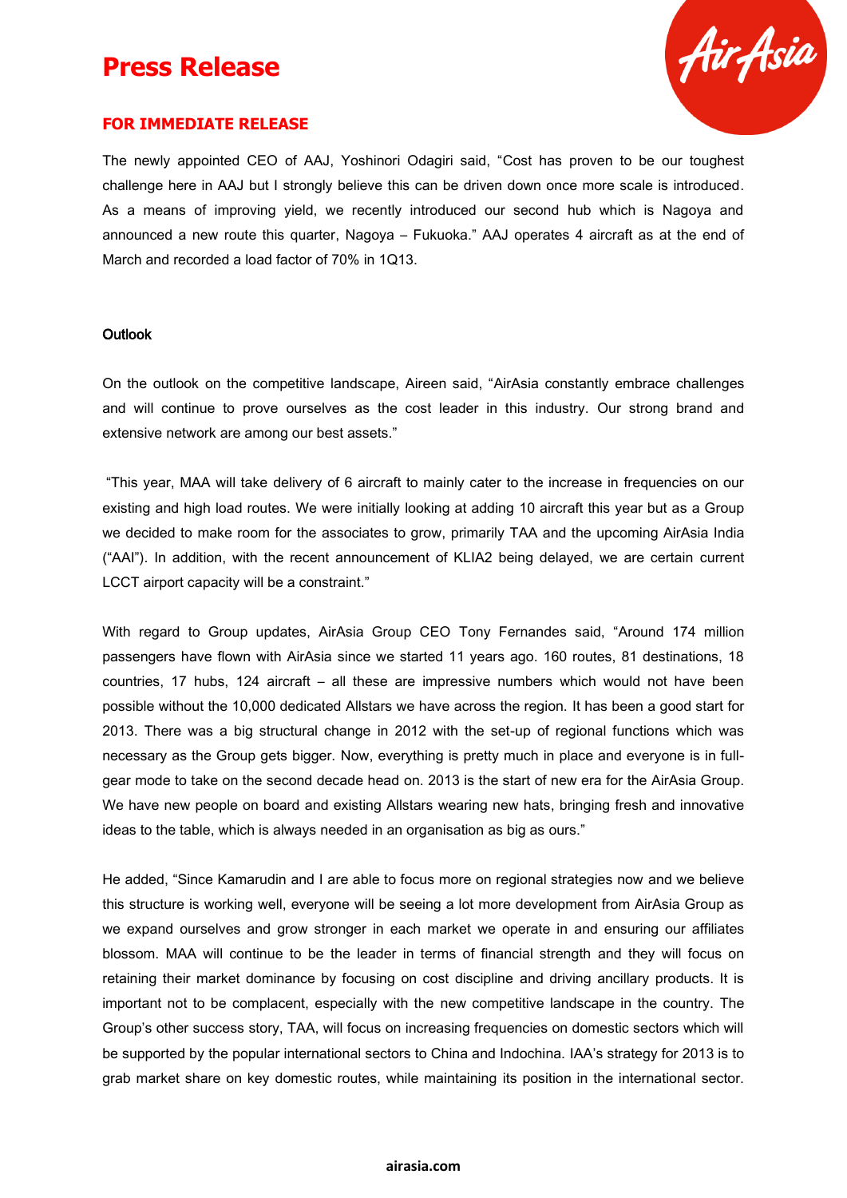The newly appointed CEO of AAJ, Yoshinori Odagiri said, "Cost has proven to be our toughest challenge here in AAJ but I strongly believe this can be driven down once more scale is introduced. As a means of improving yield, we recently introduced our second hub which is Nagoya and announced a new route this quarter, Nagoya – Fukuoka." AAJ operates 4 aircraft as at the end of March and recorded a load factor of 70% in 1Q13.

**Outlook**

On the outlook on the competitive landscape, Aireen said, "AirAsia constantly embrace challenges and will continue to prove ourselves as the cost leader in this industry. Our strong brand and extensive network are among our best assets."

"This year, MAA will take delivery of 6 aircraft to mainly cater to the increase in frequencies on our existing and high load routes. We were initially looking at adding 10 aircraft this year but as a Group we decided to make room for the associates to grow, primarily TAA and the upcoming AirAsia India ("AAI"). In addition, with the recent announcement of KLIA2 being delayed, we are certain current LCCT airport capacity will be a constraint."

With regard to Group updates, AirAsia Group CEO Tony Fernandes said, "Around 174 million passengers have flown with AirAsia since we started 11 years ago. 160 routes, 81 destinations, 18 countries, 17 hubs, 124 aircraft – all these are impressive numbers which would not have been possible without the 10,000 dedicated Allstars we have across the region. It has been a good start for 2013. There was a big structural change in 2012 with the set-up of regional functions which was necessary as the Group gets bigger. Now, everything is pretty much in place and everyone is in full-gear mode to take on the second decade head on. 2013 is the start of new era for the AirAsia Group. We have new people on board and existing Allstars wearing new hats, bringing fresh and innovative ideas to the table, which is always needed in an organisation as big as ours."

He added, "Since Kamarudin and I are able to focus more on regional strategies now and we believe this structure is working well, everyone will be seeing a lot more development from AirAsia Group as we expand ourselves and grow stronger in each market we operate in and ensuring our affiliates blossom. MAA will continue to be the leader in terms of financial strength and they will focus on retaining their market dominance by focusing on cost discipline and driving ancillary products. It is important not to be complacent, especially with the new competitive landscape in the country. The Group's other success story, TAA, will focus on increasing frequencies on domestic sectors which will be supported by the popular international sectors to China and Indochina. IAA's strategy for 2013 is to grab market share on key domestic routes, while maintaining its position in the international sector.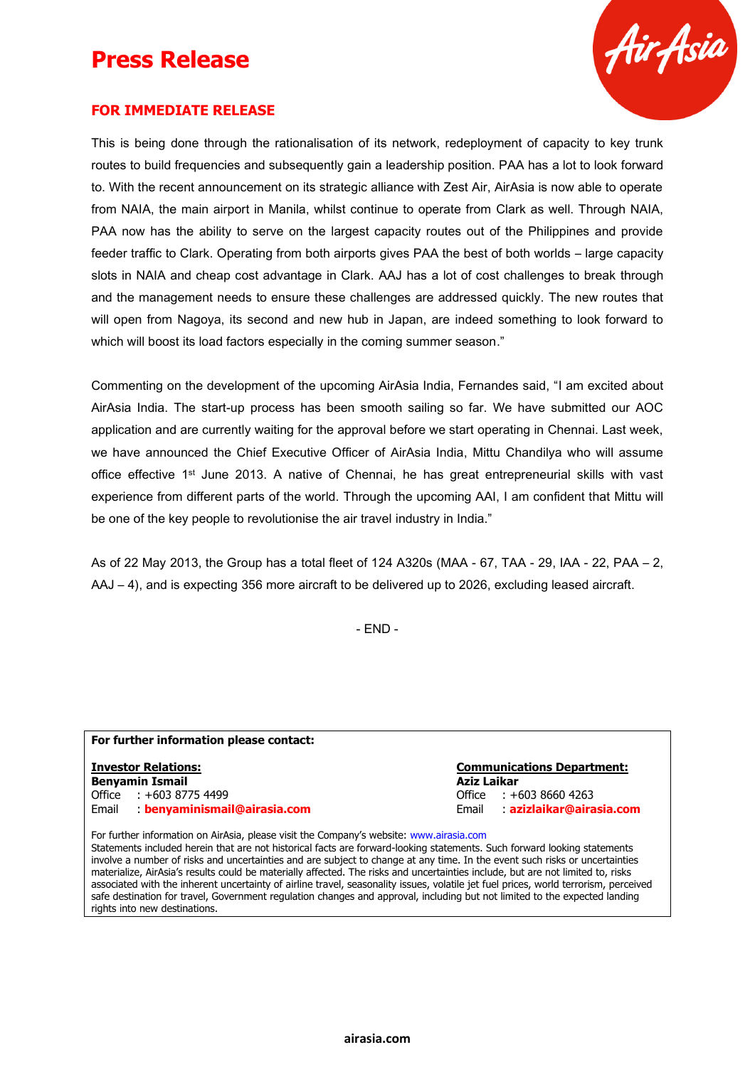# Press Release

**FOR IMMEDIATE RELEASE**

This is being done through the rationalisation of its network, redeployment of capacity to key trunk routes to build frequencies and subsequently gain a leadership position. PAA has a lot to look forward to. With the recent announcement on its strategic alliance with Zest Air, AirAsia is now able to operate from NAIA, the main airport in Manila, whilst continue to operate from Clark as well. Through NAIA, PAA now has the ability to serve on the largest capacity routes out of the Philippines and provide feeder traffic to Clark. Operating from both airports gives PAA the best of both worlds – large capacity slots in NAIA and cheap cost advantage in Clark. AAJ has a lot of cost challenges to break through and the management needs to ensure these challenges are addressed quickly. The new routes that will open from Nagoya, its second and new hub in Japan, are indeed something to look forward to which will boost its load factors especially in the coming summer season."

Commenting on the development of the upcoming AirAsia India, Fernandes said, "I am excited about AirAsia India. The start-up process has been smooth sailing so far. We have submitted our AOC application and are currently waiting for the approval before we start operating in Chennai. Last week, we have announced the Chief Executive Officer of AirAsia India, Mittu Chandilya who will assume office effective 1st June 2013. A native of Chennai, he has great entrepreneurial skills with vast experience from different parts of the world. Through the upcoming AAI, I am confident that Mittu will be one of the key people to revolutionise the air travel industry in India."

As of 22 May 2013, the Group has a total fleet of 124 A320s (MAA - 67, TAA - 29, IAA - 22, PAA – 2, AAJ – 4), and is expecting 356 more aircraft to be delivered up to 2026, excluding leased aircraft.

- END -

**For further information please contact:**

**Investor Relations:**
**Benyamin Ismail**
Office : +603 8775 4499
Email : **benyaminismail@airasia.com**

**Communications Department:**
**Aziz Laikar**
Office : +603 8660 4263
Email : **azizlaikar@airasia.com**

For further information on AirAsia, please visit the Company's website: www.airasia.com
Statements included herein that are not historical facts are forward-looking statements. Such forward looking statements involve a number of risks and uncertainties and are subject to change at any time. In the event such risks or uncertainties materialize, AirAsia's results could be materially affected. The risks and uncertainties include, but are not limited to, risks associated with the inherent uncertainty of airline travel, seasonality issues, volatile jet fuel prices, world terrorism, perceived safe destination for travel, Government regulation changes and approval, including but not limited to the expected landing rights into new destinations.